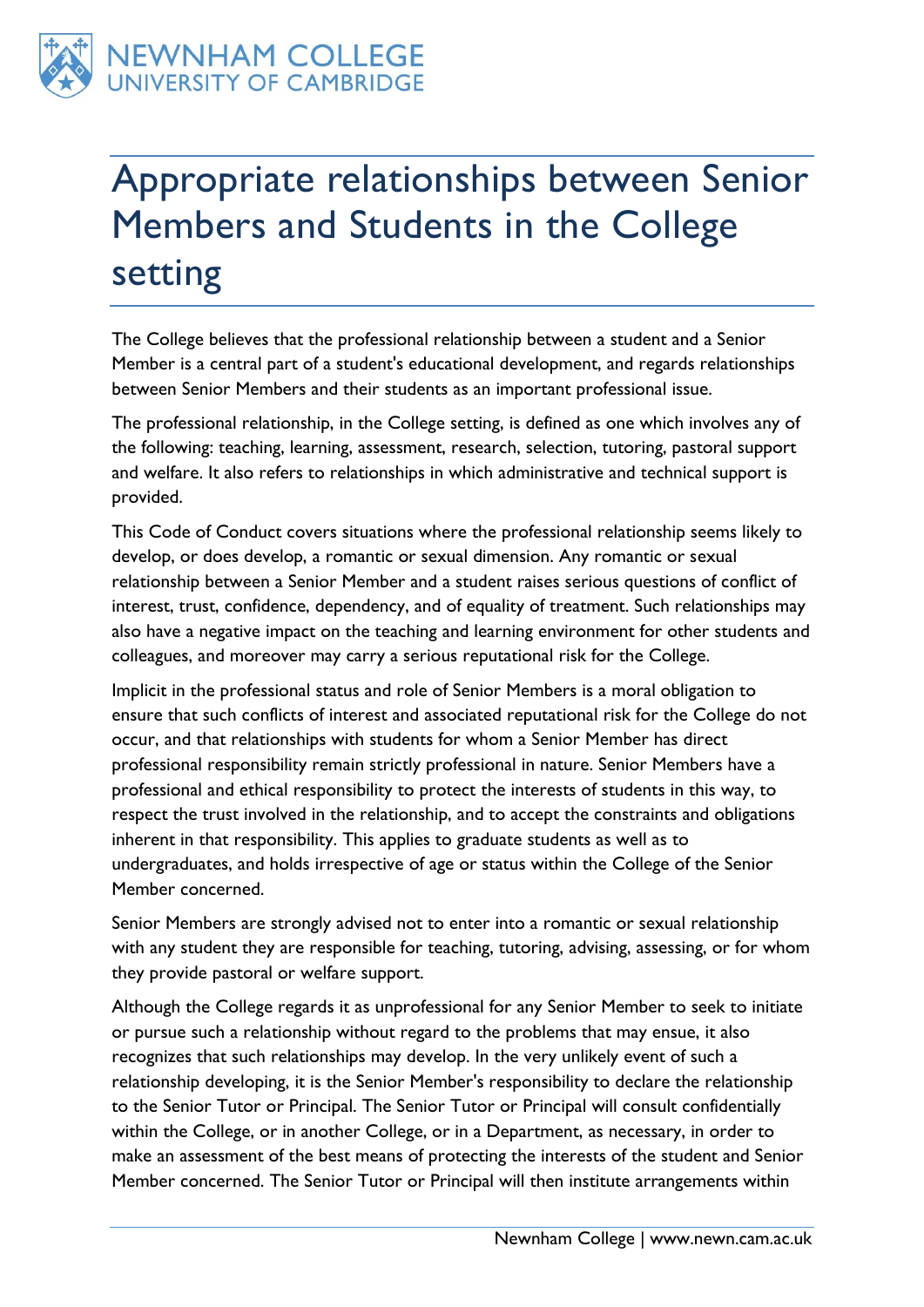NEWNHAM COLLEGE
UNIVERSITY OF CAMBRIDGE

# Appropriate relationships between Senior Members and Students in the College setting

The College believes that the professional relationship between a student and a Senior Member is a central part of a student's educational development, and regards relationships between Senior Members and their students as an important professional issue.

The professional relationship, in the College setting, is defined as one which involves any of the following: teaching, learning, assessment, research, selection, tutoring, pastoral support and welfare. It also refers to relationships in which administrative and technical support is provided.

This Code of Conduct covers situations where the professional relationship seems likely to develop, or does develop, a romantic or sexual dimension. Any romantic or sexual relationship between a Senior Member and a student raises serious questions of conflict of interest, trust, confidence, dependency, and of equality of treatment. Such relationships may also have a negative impact on the teaching and learning environment for other students and colleagues, and moreover may carry a serious reputational risk for the College.

Implicit in the professional status and role of Senior Members is a moral obligation to ensure that such conflicts of interest and associated reputational risk for the College do not occur, and that relationships with students for whom a Senior Member has direct professional responsibility remain strictly professional in nature. Senior Members have a professional and ethical responsibility to protect the interests of students in this way, to respect the trust involved in the relationship, and to accept the constraints and obligations inherent in that responsibility. This applies to graduate students as well as to undergraduates, and holds irrespective of age or status within the College of the Senior Member concerned.

Senior Members are strongly advised not to enter into a romantic or sexual relationship with any student they are responsible for teaching, tutoring, advising, assessing, or for whom they provide pastoral or welfare support.

Although the College regards it as unprofessional for any Senior Member to seek to initiate or pursue such a relationship without regard to the problems that may ensue, it also recognizes that such relationships may develop. In the very unlikely event of such a relationship developing, it is the Senior Member's responsibility to declare the relationship to the Senior Tutor or Principal. The Senior Tutor or Principal will consult confidentially within the College, or in another College, or in a Department, as necessary, in order to make an assessment of the best means of protecting the interests of the student and Senior Member concerned. The Senior Tutor or Principal will then institute arrangements within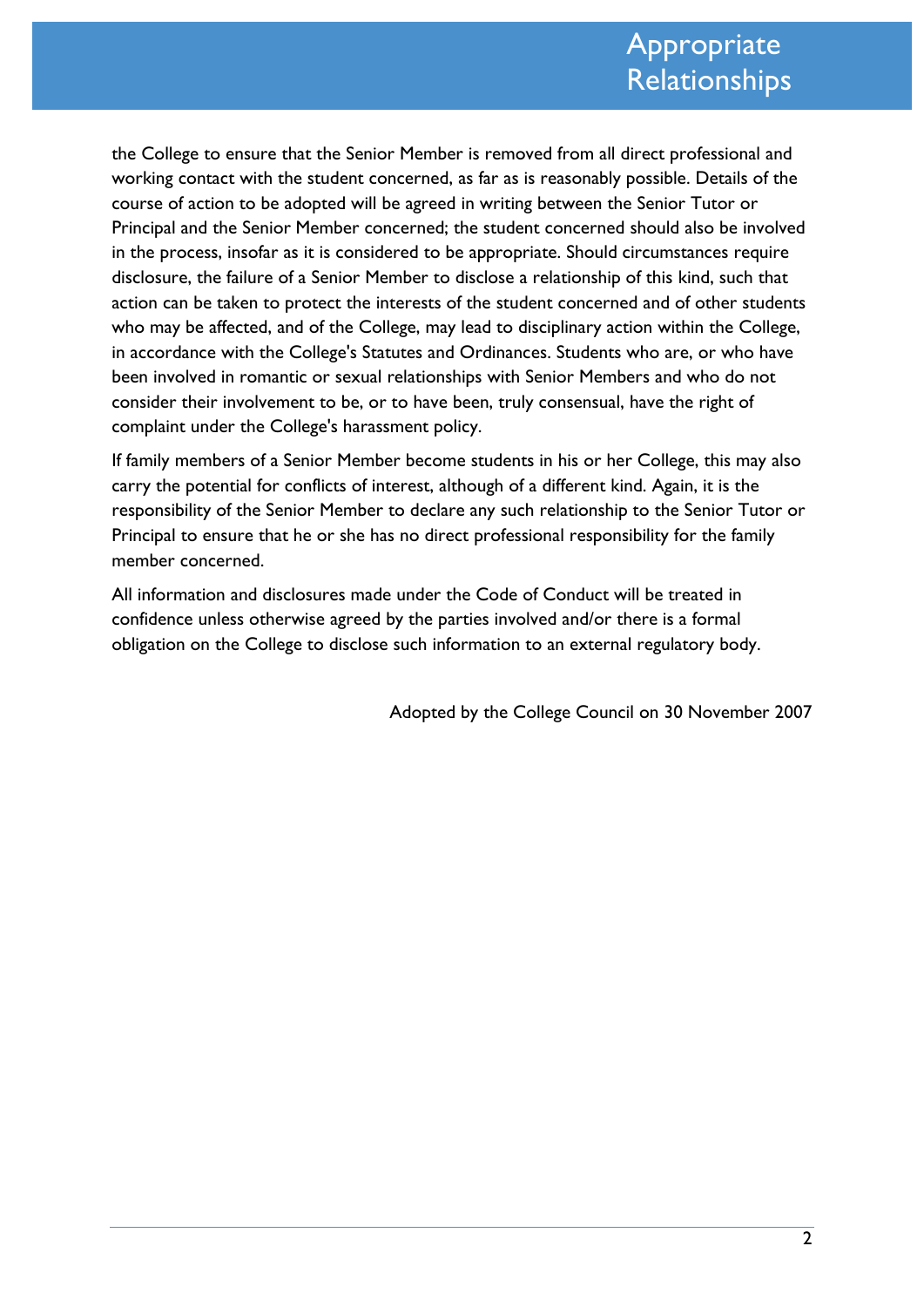the College to ensure that the Senior Member is removed from all direct professional and working contact with the student concerned, as far as is reasonably possible. Details of the course of action to be adopted will be agreed in writing between the Senior Tutor or Principal and the Senior Member concerned; the student concerned should also be involved in the process, insofar as it is considered to be appropriate. Should circumstances require disclosure, the failure of a Senior Member to disclose a relationship of this kind, such that action can be taken to protect the interests of the student concerned and of other students who may be affected, and of the College, may lead to disciplinary action within the College, in accordance with the College's Statutes and Ordinances. Students who are, or who have been involved in romantic or sexual relationships with Senior Members and who do not consider their involvement to be, or to have been, truly consensual, have the right of complaint under the College's harassment policy.

If family members of a Senior Member become students in his or her College, this may also carry the potential for conflicts of interest, although of a different kind. Again, it is the responsibility of the Senior Member to declare any such relationship to the Senior Tutor or Principal to ensure that he or she has no direct professional responsibility for the family member concerned.

All information and disclosures made under the Code of Conduct will be treated in confidence unless otherwise agreed by the parties involved and/or there is a formal obligation on the College to disclose such information to an external regulatory body.

Adopted by the College Council on 30 November 2007